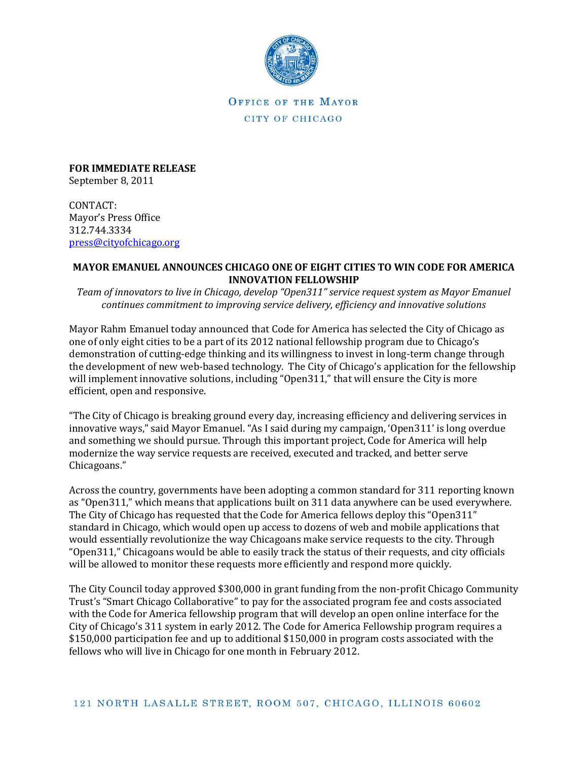OFFICE OF THE MAYOR
CITY OF CHICAGO

**FOR IMMEDIATE RELEASE**
September 8, 2011

CONTACT:
Mayor's Press Office
312.744.3334
press@cityofchicago.org

**MAYOR EMANUEL ANNOUNCES CHICAGO ONE OF EIGHT CITIES TO WIN CODE FOR AMERICA INNOVATION FELLOWSHIP**

*Team of innovators to live in Chicago, develop "Open311" service request system as Mayor Emanuel continues commitment to improving service delivery, efficiency and innovative solutions*

Mayor Rahm Emanuel today announced that Code for America has selected the City of Chicago as one of only eight cities to be a part of its 2012 national fellowship program due to Chicago's demonstration of cutting-edge thinking and its willingness to invest in long-term change through the development of new web-based technology. The City of Chicago's application for the fellowship will implement innovative solutions, including "Open311," that will ensure the City is more efficient, open and responsive.

"The City of Chicago is breaking ground every day, increasing efficiency and delivering services in innovative ways," said Mayor Emanuel. "As I said during my campaign, 'Open311' is long overdue and something we should pursue. Through this important project, Code for America will help modernize the way service requests are received, executed and tracked, and better serve Chicagoans."

Across the country, governments have been adopting a common standard for 311 reporting known as "Open311," which means that applications built on 311 data anywhere can be used everywhere. The City of Chicago has requested that the Code for America fellows deploy this "Open311" standard in Chicago, which would open up access to dozens of web and mobile applications that would essentially revolutionize the way Chicagoans make service requests to the city. Through "Open311," Chicagoans would be able to easily track the status of their requests, and city officials will be allowed to monitor these requests more efficiently and respond more quickly.

The City Council today approved $300,000 in grant funding from the non-profit Chicago Community Trust's "Smart Chicago Collaborative" to pay for the associated program fee and costs associated with the Code for America fellowship program that will develop an open online interface for the City of Chicago's 311 system in early 2012. The Code for America Fellowship program requires a $150,000 participation fee and up to additional $150,000 in program costs associated with the fellows who will live in Chicago for one month in February 2012.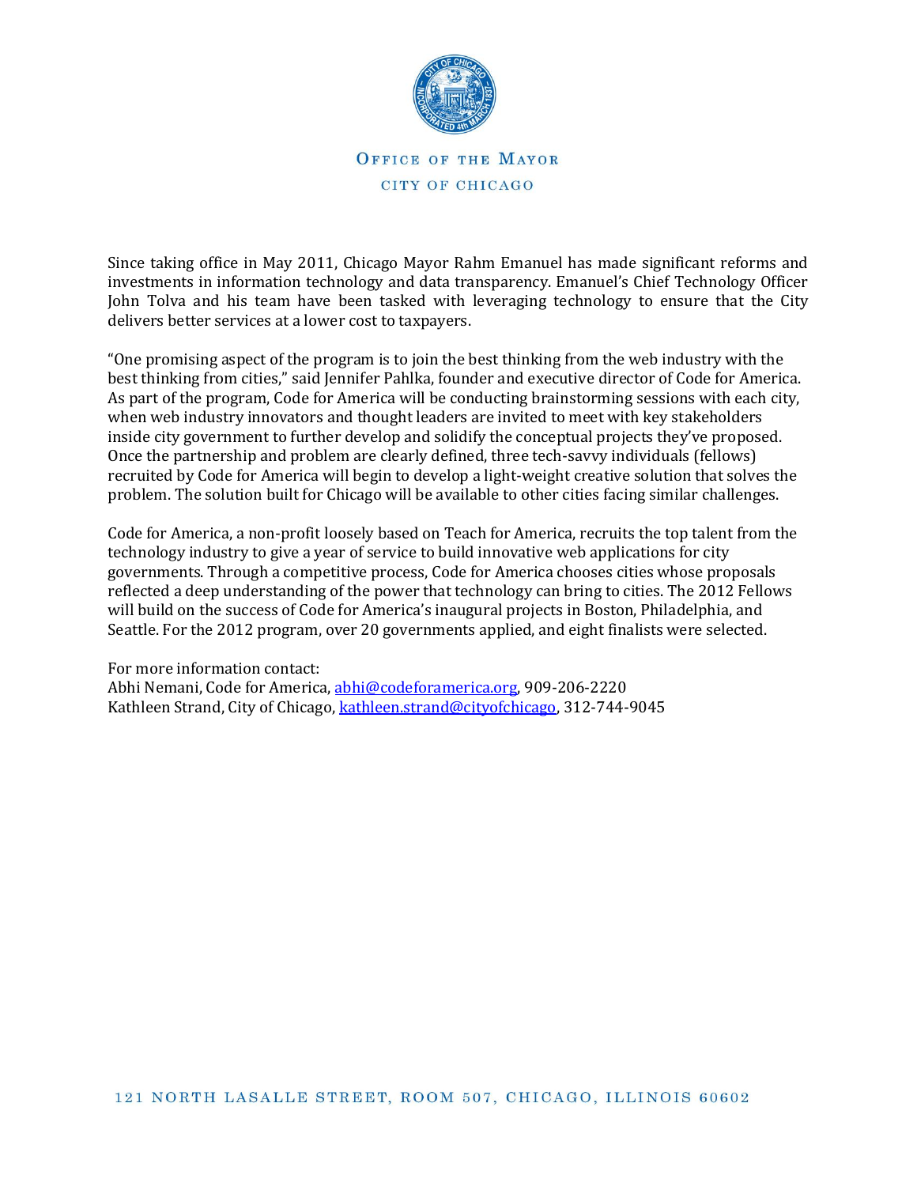Since taking office in May 2011, Chicago Mayor Rahm Emanuel has made significant reforms and investments in information technology and data transparency. Emanuel's Chief Technology Officer John Tolva and his team have been tasked with leveraging technology to ensure that the City delivers better services at a lower cost to taxpayers.

"One promising aspect of the program is to join the best thinking from the web industry with the best thinking from cities," said Jennifer Pahlka, founder and executive director of Code for America. As part of the program, Code for America will be conducting brainstorming sessions with each city, when web industry innovators and thought leaders are invited to meet with key stakeholders inside city government to further develop and solidify the conceptual projects they've proposed. Once the partnership and problem are clearly defined, three tech-savvy individuals (fellows) recruited by Code for America will begin to develop a light-weight creative solution that solves the problem. The solution built for Chicago will be available to other cities facing similar challenges.

Code for America, a non-profit loosely based on Teach for America, recruits the top talent from the technology industry to give a year of service to build innovative web applications for city governments. Through a competitive process, Code for America chooses cities whose proposals reflected a deep understanding of the power that technology can bring to cities. The 2012 Fellows will build on the success of Code for America's inaugural projects in Boston, Philadelphia, and Seattle. For the 2012 program, over 20 governments applied, and eight finalists were selected.

For more information contact:
Abhi Nemani, Code for America, abhi@codeforamerica.org, 909-206-2220
Kathleen Strand, City of Chicago, kathleen.strand@cityofchicago, 312-744-9045